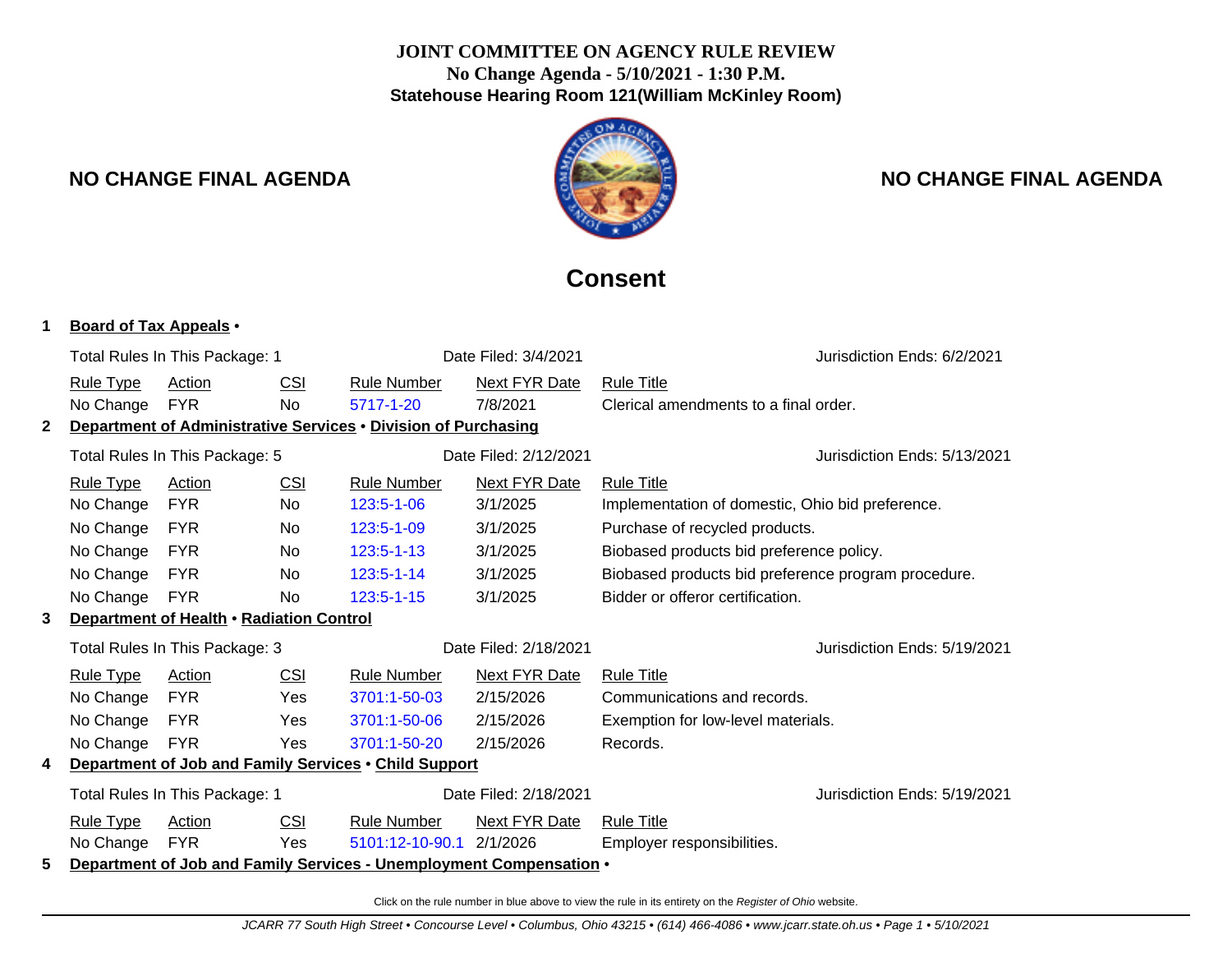**JOINT COMMITTEE ON AGENCY RULE REVIEW**
**No Change Agenda - 5/10/2021 - 1:30 P.M.**
**Statehouse Hearing Room 121(William McKinley Room)**

**NO CHANGE FINAL AGENDA** **NO CHANGE FINAL AGENDA**

# Consent

**1 Board of Tax Appeals •**

Total Rules In This Package: 1 | Date Filed: 3/4/2021 | Jurisdiction Ends: 6/2/2021

| Rule Type | Action | CSI | Rule Number | Next FYR Date | Rule Title |
|---|---|---|---|---|---|
| No Change | FYR | No | 5717-1-20 | 7/8/2021 | Clerical amendments to a final order. |

**2 Department of Administrative Services • Division of Purchasing**

Total Rules In This Package: 5 | Date Filed: 2/12/2021 | Jurisdiction Ends: 5/13/2021

| Rule Type | Action | CSI | Rule Number | Next FYR Date | Rule Title |
|---|---|---|---|---|---|
| No Change | FYR | No | 123:5-1-06 | 3/1/2025 | Implementation of domestic, Ohio bid preference. |
| No Change | FYR | No | 123:5-1-09 | 3/1/2025 | Purchase of recycled products. |
| No Change | FYR | No | 123:5-1-13 | 3/1/2025 | Biobased products bid preference policy. |
| No Change | FYR | No | 123:5-1-14 | 3/1/2025 | Biobased products bid preference program procedure. |
| No Change | FYR | No | 123:5-1-15 | 3/1/2025 | Bidder or offeror certification. |

**3 Department of Health • Radiation Control**

Total Rules In This Package: 3 | Date Filed: 2/18/2021 | Jurisdiction Ends: 5/19/2021

| Rule Type | Action | CSI | Rule Number | Next FYR Date | Rule Title |
|---|---|---|---|---|---|
| No Change | FYR | Yes | 3701:1-50-03 | 2/15/2026 | Communications and records. |
| No Change | FYR | Yes | 3701:1-50-06 | 2/15/2026 | Exemption for low-level materials. |
| No Change | FYR | Yes | 3701:1-50-20 | 2/15/2026 | Records. |

**4 Department of Job and Family Services • Child Support**

Total Rules In This Package: 1 | Date Filed: 2/18/2021 | Jurisdiction Ends: 5/19/2021

| Rule Type | Action | CSI | Rule Number | Next FYR Date | Rule Title |
|---|---|---|---|---|---|
| No Change | FYR | Yes | 5101:12-10-90.1 | 2/1/2026 | Employer responsibilities. |

**5 Department of Job and Family Services - Unemployment Compensation •**

Click on the rule number in blue above to view the rule in its entirety on the *Register of Ohio* website.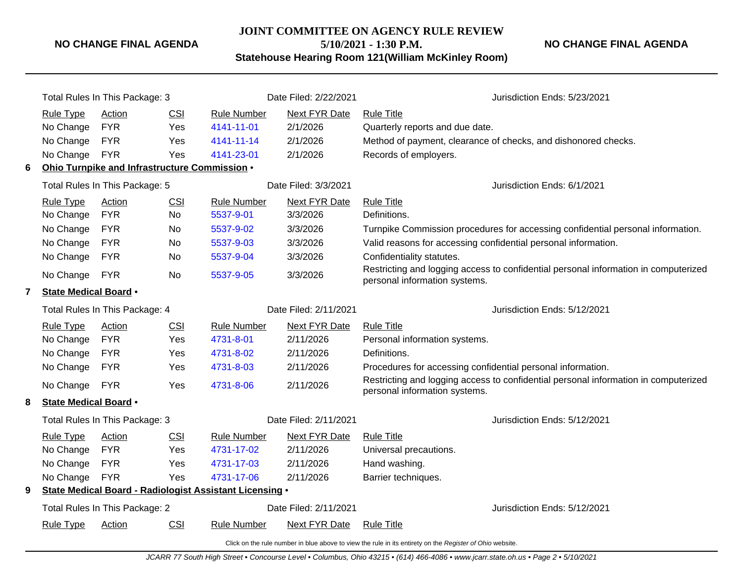Total Rules In This Package: 3 | Date Filed: 2/22/2021 | Jurisdiction Ends: 5/23/2021

| Rule Type | Action | CSI | Rule Number | Next FYR Date | Rule Title |
|---|---|---|---|---|---|
| No Change | FYR | Yes | 4141-11-01 | 2/1/2026 | Quarterly reports and due date. |
| No Change | FYR | Yes | 4141-11-14 | 2/1/2026 | Method of payment, clearance of checks, and dishonored checks. |
| No Change | FYR | Yes | 4141-23-01 | 2/1/2026 | Records of employers. |

**6 Ohio Turnpike and Infrastructure Commission •**

Total Rules In This Package: 5 | Date Filed: 3/3/2021 | Jurisdiction Ends: 6/1/2021

| Rule Type | Action | CSI | Rule Number | Next FYR Date | Rule Title |
|---|---|---|---|---|---|
| No Change | FYR | No | 5537-9-01 | 3/3/2026 | Definitions. |
| No Change | FYR | No | 5537-9-02 | 3/3/2026 | Turnpike Commission procedures for accessing confidential personal information. |
| No Change | FYR | No | 5537-9-03 | 3/3/2026 | Valid reasons for accessing confidential personal information. |
| No Change | FYR | No | 5537-9-04 | 3/3/2026 | Confidentiality statutes. |
| No Change | FYR | No | 5537-9-05 | 3/3/2026 | Restricting and logging access to confidential personal information in computerized personal information systems. |

**7 State Medical Board •**

Total Rules In This Package: 4 | Date Filed: 2/11/2021 | Jurisdiction Ends: 5/12/2021

| Rule Type | Action | CSI | Rule Number | Next FYR Date | Rule Title |
|---|---|---|---|---|---|
| No Change | FYR | Yes | 4731-8-01 | 2/11/2026 | Personal information systems. |
| No Change | FYR | Yes | 4731-8-02 | 2/11/2026 | Definitions. |
| No Change | FYR | Yes | 4731-8-03 | 2/11/2026 | Procedures for accessing confidential personal information. |
| No Change | FYR | Yes | 4731-8-06 | 2/11/2026 | Restricting and logging access to confidential personal information in computerized personal information systems. |

**8 State Medical Board •**

Total Rules In This Package: 3 | Date Filed: 2/11/2021 | Jurisdiction Ends: 5/12/2021

| Rule Type | Action | CSI | Rule Number | Next FYR Date | Rule Title |
|---|---|---|---|---|---|
| No Change | FYR | Yes | 4731-17-02 | 2/11/2026 | Universal precautions. |
| No Change | FYR | Yes | 4731-17-03 | 2/11/2026 | Hand washing. |
| No Change | FYR | Yes | 4731-17-06 | 2/11/2026 | Barrier techniques. |

**9 State Medical Board - Radiologist Assistant Licensing •**

Total Rules In This Package: 2 | Date Filed: 2/11/2021 | Jurisdiction Ends: 5/12/2021

| Rule Type | Action | CSI | Rule Number | Next FYR Date | Rule Title |
|---|---|---|---|---|---|

Click on the rule number in blue above to view the rule in its entirety on the *Register of Ohio* website.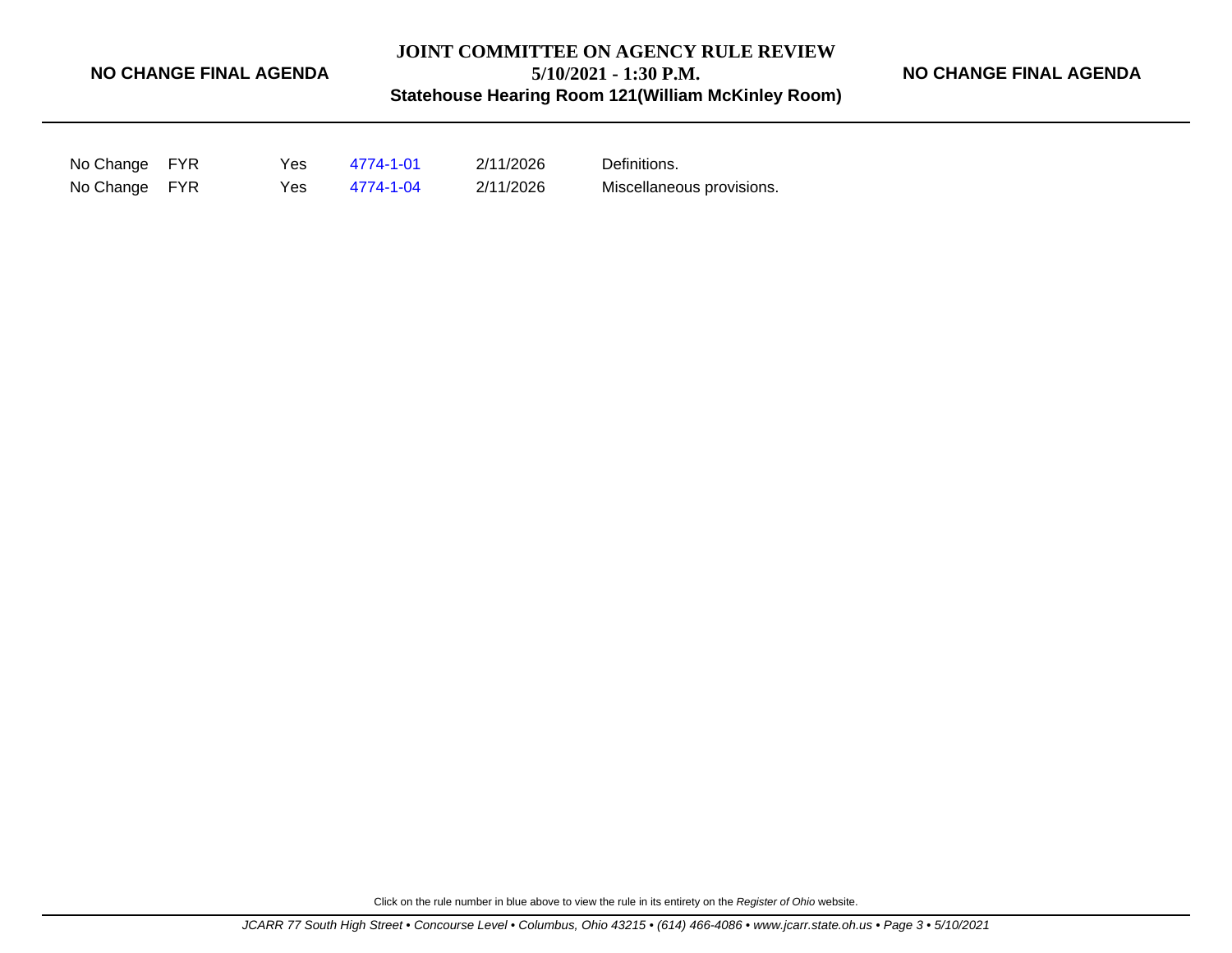| | | | | | |
|---|---|---|---|---|---|
| No Change | FYR | Yes | 4774-1-01 | 2/11/2026 | Definitions. |
| No Change | FYR | Yes | 4774-1-04 | 2/11/2026 | Miscellaneous provisions. |